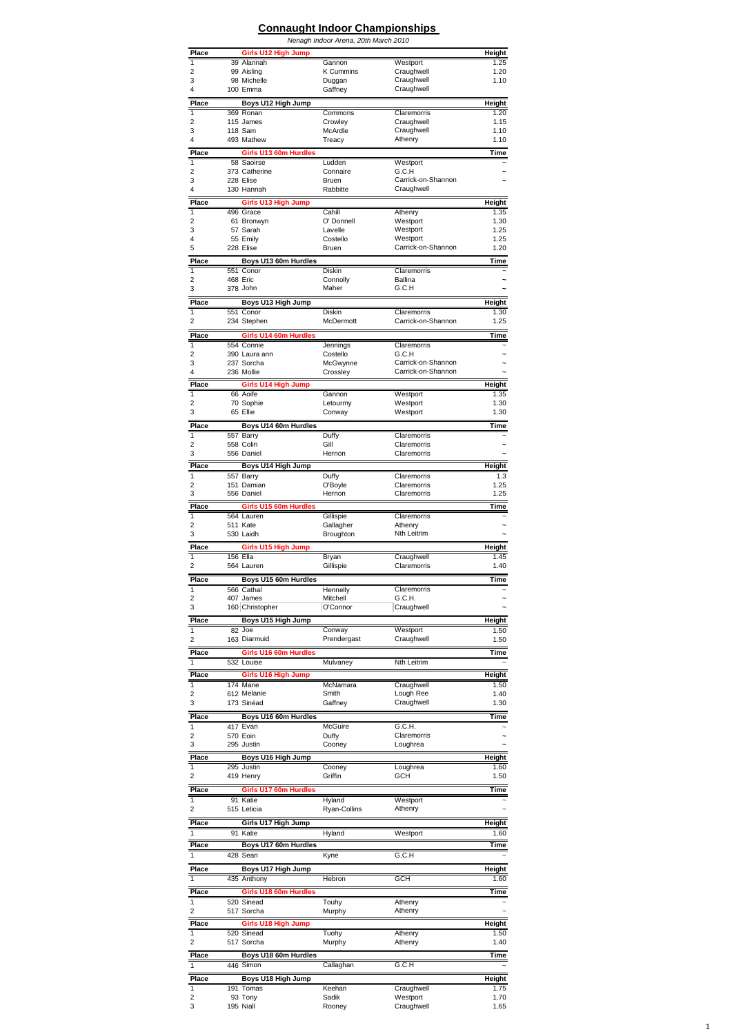# Connaught Indoor Championships

*Nenagh Indoor Arena, 20th March 2010*

| Place | Girls U12 High Jump | | | Height |
|---|---|---|---|---|
| 1 | 39 Alannah | Gannon | Westport | 1.25 |
| 2 | 99 Aisling | K Cummins | Craughwell | 1.20 |
| 3 | 98 Michelle | Duggan | Craughwell | 1.10 |
| 4 | 100 Emma | Gaffney | Craughwell | |

| Place | Boys U12 High Jump | | | Height |
|---|---|---|---|---|
| 1 | 369 Ronan | Commons | Claremorris | 1.20 |
| 2 | 115 James | Crowley | Craughwell | 1.15 |
| 3 | 118 Sam | McArdle | Craughwell | 1.10 |
| 4 | 493 Mathew | Treacy | Athenry | 1.10 |

| Place | Girls U13 60m Hurdles | | | Time |
|---|---|---|---|---|
| 1 | 58 Saoirse | Ludden | Westport | ~ |
| 2 | 373 Catherine | Connaire | G.C.H | ~ |
| 3 | 228 Elise | Bruen | Carrick-on-Shannon | ~ |
| 4 | 130 Hannah | Rabbitte | Craughwell | |

| Place | Girls U13 High Jump | | | Height |
|---|---|---|---|---|
| 1 | 496 Grace | Cahill | Athenry | 1.35 |
| 2 | 61 Bronwyn | O' Donnell | Westport | 1.30 |
| 3 | 57 Sarah | Lavelle | Westport | 1.25 |
| 4 | 55 Emily | Costello | Westport | 1.25 |
| 5 | 228 Elise | Bruen | Carrick-on-Shannon | 1.20 |

| Place | Boys U13 60m Hurdles | | | Time |
|---|---|---|---|---|
| 1 | 551 Conor | Diskin | Claremorris | ~ |
| 2 | 468 Eric | Connolly | Ballina | ~ |
| 3 | 378 John | Maher | G.C.H | ~ |

| Place | Boys U13 High Jump | | | Height |
|---|---|---|---|---|
| 1 | 551 Conor | Diskin | Claremorris | 1.30 |
| 2 | 234 Stephen | McDermott | Carrick-on-Shannon | 1.25 |

| Place | Girls U14 60m Hurdles | | | Time |
|---|---|---|---|---|
| 1 | 554 Connie | Jennings | Claremorris | ~ |
| 2 | 390 Laura ann | Costello | G.C.H | ~ |
| 3 | 237 Sorcha | McGwynne | Carrick-on-Shannon | ~ |
| 4 | 236 Mollie | Crossley | Carrick-on-Shannon | ~ |

| Place | Girls U14 High Jump | | | Height |
|---|---|---|---|---|
| 1 | 66 Aoife | Gannon | Westport | 1.35 |
| 2 | 70 Sophie | Letourmy | Westport | 1.30 |
| 3 | 65 Ellie | Conway | Westport | 1.30 |

| Place | Boys U14 60m Hurdles | | | Time |
|---|---|---|---|---|
| 1 | 557 Barry | Duffy | Claremorris | ~ |
| 2 | 558 Colin | Gill | Claremorris | ~ |
| 3 | 556 Daniel | Hernon | Claremorris | ~ |

| Place | Boys U14 High Jump | | | Height |
|---|---|---|---|---|
| 1 | 557 Barry | Duffy | Claremorris | 1.3 |
| 2 | 151 Damian | O'Boyle | Claremorris | 1.25 |
| 3 | 556 Daniel | Hernon | Claremorris | 1.25 |

| Place | Girls U15 60m Hurdles | | | Time |
|---|---|---|---|---|
| 1 | 564 Lauren | Gillispie | Claremorris | ~ |
| 2 | 511 Kate | Gallagher | Athenry | ~ |
| 3 | 530 Laidh | Broughton | Nth Leitrim | ~ |

| Place | Girls U15 High Jump | | | Height |
|---|---|---|---|---|
| 1 | 156 Ella | Bryan | Craughwell | 1.45 |
| 2 | 564 Lauren | Gillispie | Claremorris | 1.40 |

| Place | Boys U15 60m Hurdles | | | Time |
|---|---|---|---|---|
| 1 | 566 Cathal | Hennelly | Claremorris | ~ |
| 2 | 407 James | Mitchell | G.C.H. | ~ |
| 3 | 160 Christopher | O'Connor | Craughwell | ~ |

| Place | Boys U15 High Jump | | | Height |
|---|---|---|---|---|
| 1 | 82 Joe | Conway | Westport | 1.50 |
| 2 | 163 Diarmuid | Prendergast | Craughwell | 1.50 |

| Place | Girls U16 60m Hurdles | | | Time |
|---|---|---|---|---|
| 1 | 532 Louise | Mulvaney | Nth Leitrim | ~ |

| Place | Girls U16 High Jump | | | Height |
|---|---|---|---|---|
| 1 | 174 Marie | McNamara | Craughwell | 1.50 |
| 2 | 612 Melanie | Smith | Lough Ree | 1.40 |
| 3 | 173 Sinéad | Gaffney | Craughwell | 1.30 |

| Place | Boys U16 60m Hurdles | | | Time |
|---|---|---|---|---|
| 1 | 417 Evan | McGuire | G.C.H. | ~ |
| 2 | 570 Eoin | Duffy | Claremorris | ~ |
| 3 | 295 Justin | Cooney | Loughrea | ~ |

| Place | Boys U16 High Jump | | | Height |
|---|---|---|---|---|
| 1 | 295 Justin | Cooney | Loughrea | 1.60 |
| 2 | 419 Henry | Griffin | GCH | 1.50 |

| Place | Girls U17 60m Hurdles | | | Time |
|---|---|---|---|---|
| 1 | 91 Katie | Hyland | Westport | ~ |
| 2 | 515 Leticia | Ryan-Collins | Athenry | ~ |

| Place | Girls U17 High Jump | | | Height |
|---|---|---|---|---|
| 1 | 91 Katie | Hyland | Westport | 1.60 |

| Place | Boys U17 60m Hurdles | | | Time |
|---|---|---|---|---|
| 1 | 428 Sean | Kyne | G.C.H | ~ |

| Place | Boys U17 High Jump | | | Height |
|---|---|---|---|---|
| 1 | 435 Anthony | Hebron | GCH | 1.60 |

| Place | Girls U18 60m Hurdles | | | Time |
|---|---|---|---|---|
| 1 | 520 Sinead | Touhy | Athenry | ~ |
| 2 | 517 Sorcha | Murphy | Athenry | ~ |

| Place | Girls U18 High Jump | | | Height |
|---|---|---|---|---|
| 1 | 520 Sinead | Tuohy | Athenry | 1.50 |
| 2 | 517 Sorcha | Murphy | Athenry | 1.40 |

| Place | Boys U18 60m Hurdles | | | Time |
|---|---|---|---|---|
| 1 | 446 Simon | Callaghan | G.C.H | ~ |

| Place | Boys U18 High Jump | | | Height |
|---|---|---|---|---|
| 1 | 191 Tomas | Keehan | Craughwell | 1.75 |
| 2 | 93 Tony | Sadik | Westport | 1.70 |
| 3 | 195 Niall | Rooney | Craughwell | 1.65 |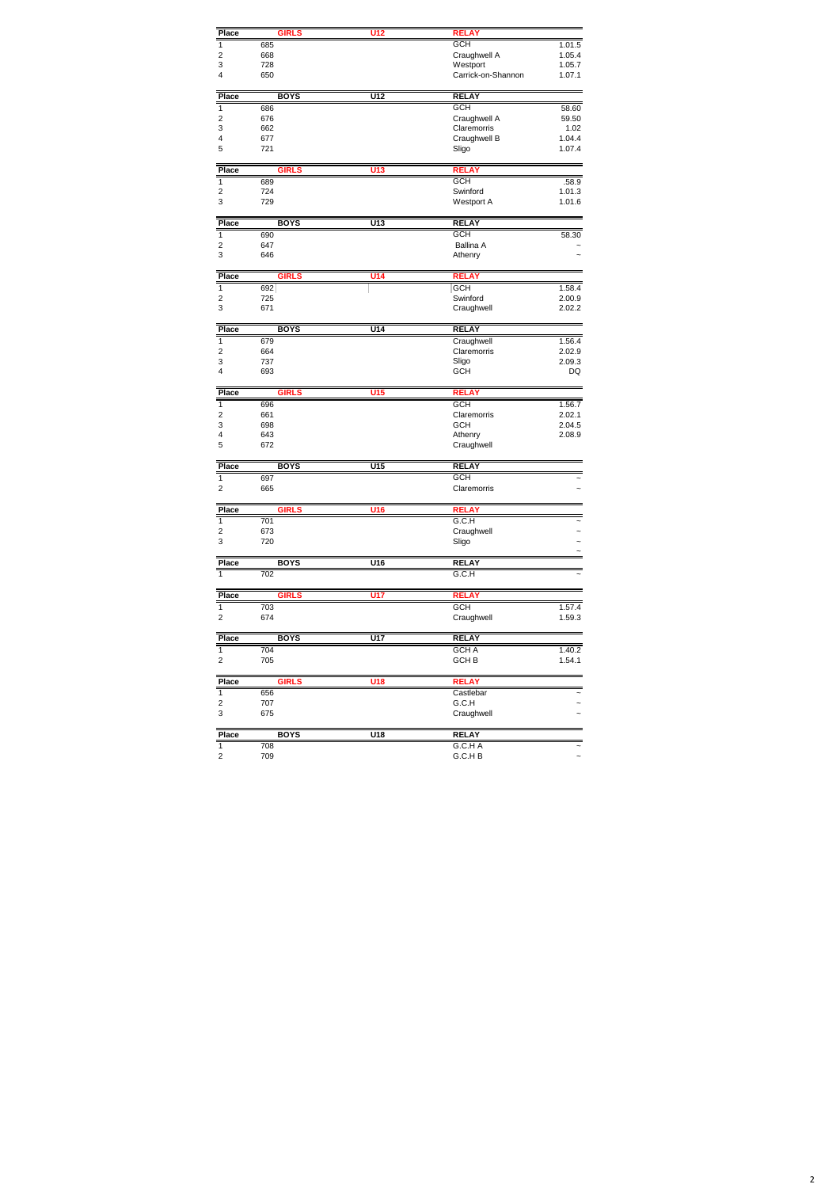| Place | GIRLS | U12 | RELAY | |
|---|---|---|---|---|
| 1 | 685 | | GCH | 1.01.5 |
| 2 | 668 | | Craughwell A | 1.05.4 |
| 3 | 728 | | Westport | 1.05.7 |
| 4 | 650 | | Carrick-on-Shannon | 1.07.1 |

| Place | BOYS | U12 | RELAY | |
|---|---|---|---|---|
| 1 | 686 | | GCH | 58.60 |
| 2 | 676 | | Craughwell A | 59.50 |
| 3 | 662 | | Claremorris | 1.02 |
| 4 | 677 | | Craughwell B | 1.04.4 |
| 5 | 721 | | Sligo | 1.07.4 |

| Place | GIRLS | U13 | RELAY | |
|---|---|---|---|---|
| 1 | 689 | | GCH | .58.9 |
| 2 | 724 | | Swinford | 1.01.3 |
| 3 | 729 | | Westport A | 1.01.6 |

| Place | BOYS | U13 | RELAY | |
|---|---|---|---|---|
| 1 | 690 | | GCH | 58.30 |
| 2 | 647 | | Ballina A | ~ |
| 3 | 646 | | Athenry | ~ |

| Place | GIRLS | U14 | RELAY | |
|---|---|---|---|---|
| 1 | 692 | | GCH | 1.58.4 |
| 2 | 725 | | Swinford | 2.00.9 |
| 3 | 671 | | Craughwell | 2.02.2 |

| Place | BOYS | U14 | RELAY | |
|---|---|---|---|---|
| 1 | 679 | | Craughwell | 1.56.4 |
| 2 | 664 | | Claremorris | 2.02.9 |
| 3 | 737 | | Sligo | 2.09.3 |
| 4 | 693 | | GCH | DQ |

| Place | GIRLS | U15 | RELAY | |
|---|---|---|---|---|
| 1 | 696 | | GCH | 1.56.7 |
| 2 | 661 | | Claremorris | 2.02.1 |
| 3 | 698 | | GCH | 2.04.5 |
| 4 | 643 | | Athenry | 2.08.9 |
| 5 | 672 | | Craughwell | |

| Place | BOYS | U15 | RELAY | |
|---|---|---|---|---|
| 1 | 697 | | GCH | ~ |
| 2 | 665 | | Claremorris | ~ |

| Place | GIRLS | U16 | RELAY | |
|---|---|---|---|---|
| 1 | 701 | | G.C.H | ~ |
| 2 | 673 | | Craughwell | ~ |
| 3 | 720 | | Sligo | ~ |
| | | | | ~ |

| Place | BOYS | U16 | RELAY | |
|---|---|---|---|---|
| 1 | 702 | | G.C.H | ~ |

| Place | GIRLS | U17 | RELAY | |
|---|---|---|---|---|
| 1 | 703 | | GCH | 1.57.4 |
| 2 | 674 | | Craughwell | 1.59.3 |

| Place | BOYS | U17 | RELAY | |
|---|---|---|---|---|
| 1 | 704 | | GCH A | 1.40.2 |
| 2 | 705 | | GCH B | 1.54.1 |

| Place | GIRLS | U18 | RELAY | |
|---|---|---|---|---|
| 1 | 656 | | Castlebar | ~ |
| 2 | 707 | | G.C.H | ~ |
| 3 | 675 | | Craughwell | ~ |

| Place | BOYS | U18 | RELAY | |
|---|---|---|---|---|
| 1 | 708 | | G.C.H A | ~ |
| 2 | 709 | | G.C.H B | ~ |